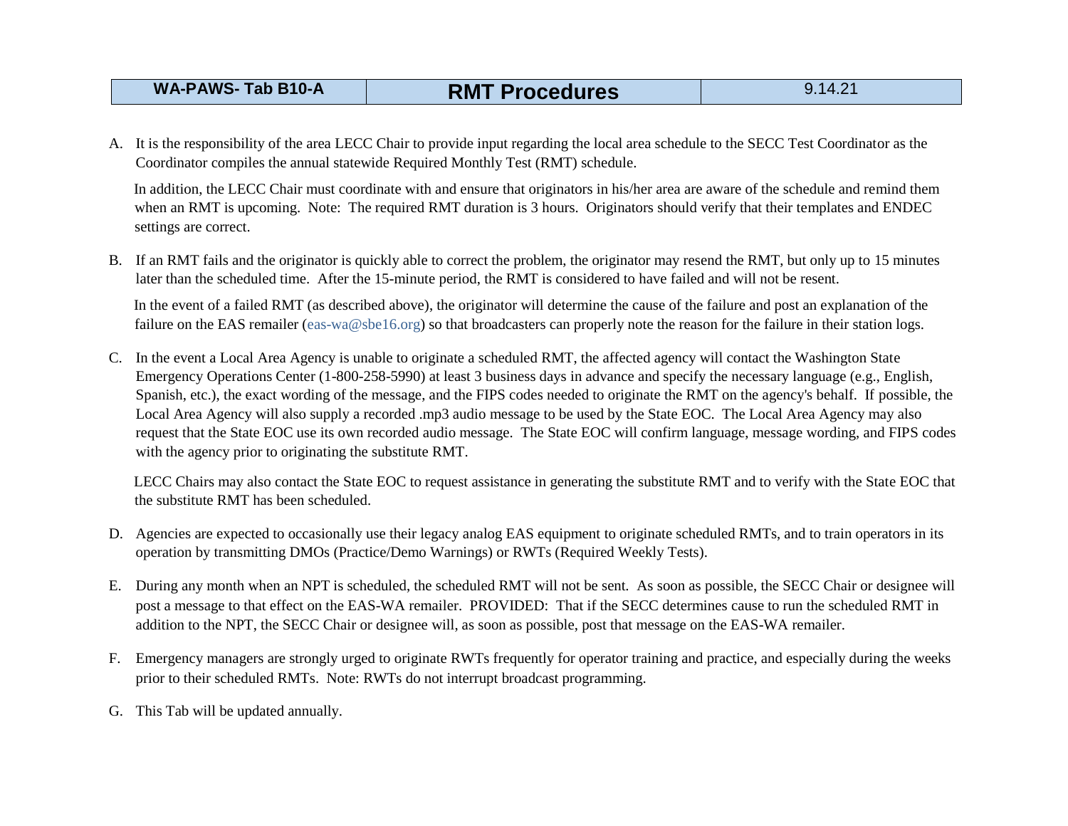| WA-PAWS- Tab B10-A | RMT Procedures | 9.14.21 |
|---|---|---|

A. It is the responsibility of the area LECC Chair to provide input regarding the local area schedule to the SECC Test Coordinator as the Coordinator compiles the annual statewide Required Monthly Test (RMT) schedule.

   In addition, the LECC Chair must coordinate with and ensure that originators in his/her area are aware of the schedule and remind them when an RMT is upcoming. Note: The required RMT duration is 3 hours. Originators should verify that their templates and ENDEC settings are correct.

B. If an RMT fails and the originator is quickly able to correct the problem, the originator may resend the RMT, but only up to 15 minutes later than the scheduled time. After the 15-minute period, the RMT is considered to have failed and will not be resent.

   In the event of a failed RMT (as described above), the originator will determine the cause of the failure and post an explanation of the failure on the EAS remailer (eas-wa@sbe16.org) so that broadcasters can properly note the reason for the failure in their station logs.

C. In the event a Local Area Agency is unable to originate a scheduled RMT, the affected agency will contact the Washington State Emergency Operations Center (1-800-258-5990) at least 3 business days in advance and specify the necessary language (e.g., English, Spanish, etc.), the exact wording of the message, and the FIPS codes needed to originate the RMT on the agency's behalf. If possible, the Local Area Agency will also supply a recorded .mp3 audio message to be used by the State EOC. The Local Area Agency may also request that the State EOC use its own recorded audio message. The State EOC will confirm language, message wording, and FIPS codes with the agency prior to originating the substitute RMT.

   LECC Chairs may also contact the State EOC to request assistance in generating the substitute RMT and to verify with the State EOC that the substitute RMT has been scheduled.

D. Agencies are expected to occasionally use their legacy analog EAS equipment to originate scheduled RMTs, and to train operators in its operation by transmitting DMOs (Practice/Demo Warnings) or RWTs (Required Weekly Tests).

E. During any month when an NPT is scheduled, the scheduled RMT will not be sent. As soon as possible, the SECC Chair or designee will post a message to that effect on the EAS-WA remailer. PROVIDED: That if the SECC determines cause to run the scheduled RMT in addition to the NPT, the SECC Chair or designee will, as soon as possible, post that message on the EAS-WA remailer.

F. Emergency managers are strongly urged to originate RWTs frequently for operator training and practice, and especially during the weeks prior to their scheduled RMTs. Note: RWTs do not interrupt broadcast programming.

G. This Tab will be updated annually.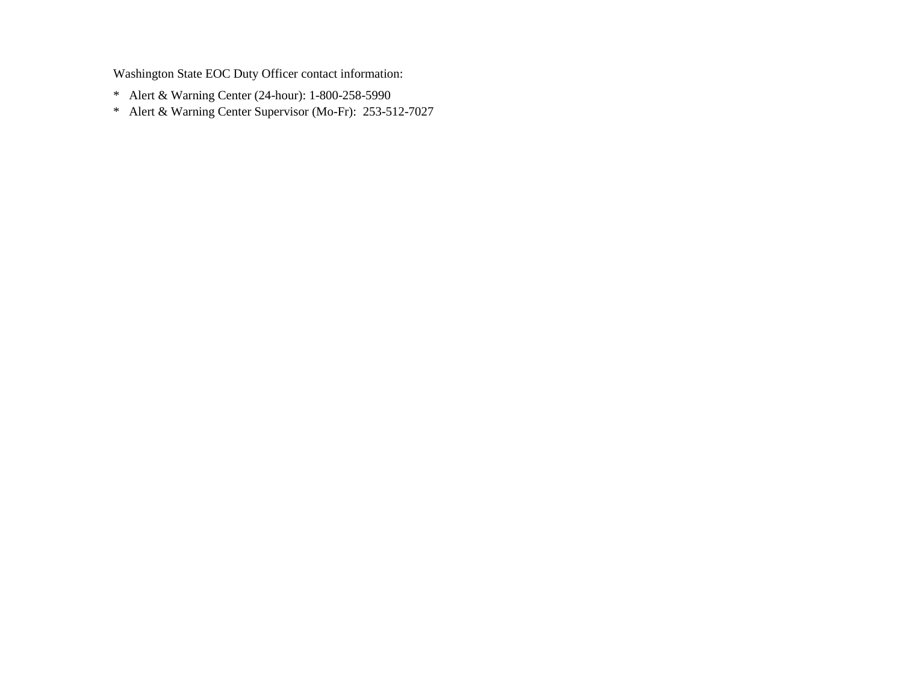Washington State EOC Duty Officer contact information:

* Alert & Warning Center (24-hour): 1-800-258-5990
* Alert & Warning Center Supervisor (Mo-Fr):  253-512-7027